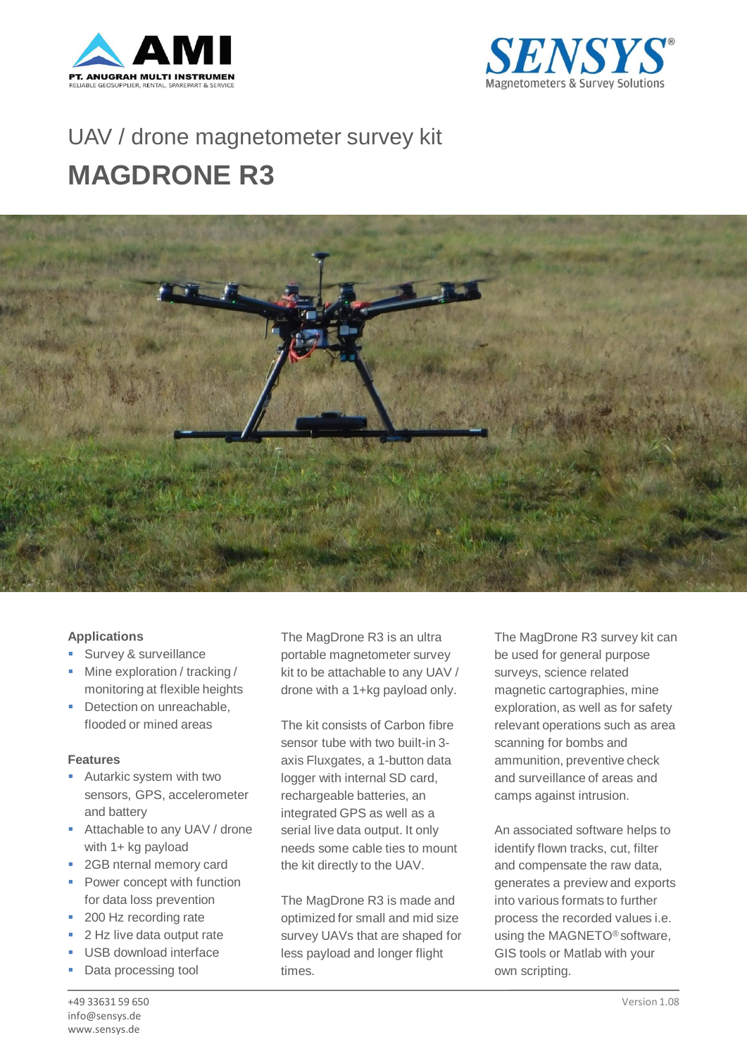UAV / drone magnetometer survey kit

# MAGDRONE R3

### Applications

- Survey & surveillance
- Mine exploration / tracking / monitoring at flexible heights
- Detection on unreachable, flooded or mined areas

### Features

- Autarkic system with two sensors, GPS, accelerometer and battery
- Attachable to any UAV / drone with 1+ kg payload
- 2GB nternal memory card
- Power concept with function for data loss prevention
- 200 Hz recording rate
- 2 Hz live data output rate
- USB download interface
- Data processing tool

The MagDrone R3 is an ultra portable magnetometer survey kit to be attachable to any UAV / drone with a 1+kg payload only.

The kit consists of Carbon fibre sensor tube with two built-in 3-axis Fluxgates, a 1-button data logger with internal SD card, rechargeable batteries, an integrated GPS as well as a serial live data output. It only needs some cable ties to mount the kit directly to the UAV.

The MagDrone R3 is made and optimized for small and mid size survey UAVs that are shaped for less payload and longer flight times.

The MagDrone R3 survey kit can be used for general purpose surveys, science related magnetic cartographies, mine exploration, as well as for safety relevant operations such as area scanning for bombs and ammunition, preventive check and surveillance of areas and camps against intrusion.

An associated software helps to identify flown tracks, cut, filter and compensate the raw data, generates a preview and exports into various formats to further process the recorded values i.e. using the MAGNETO® software, GIS tools or Matlab with your own scripting.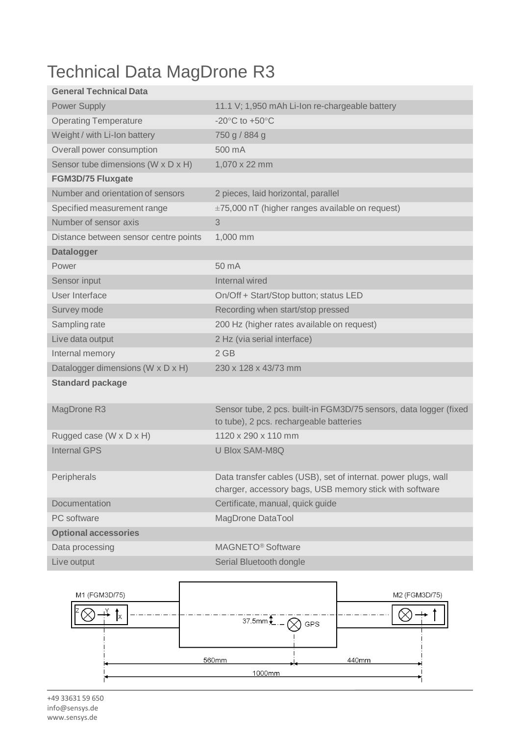# Technical Data MagDrone R3

| | |
|---|---|
| **General Technical Data** | |
| Power Supply | 11.1 V; 1,950 mAh Li-Ion re-chargeable battery |
| Operating Temperature | -20°C to +50°C |
| Weight / with Li-Ion battery | 750 g / 884 g |
| Overall power consumption | 500 mA |
| Sensor tube dimensions (W x D x H) | 1,070 x 22 mm |
| **FGM3D/75 Fluxgate** | |
| Number and orientation of sensors | 2 pieces, laid horizontal, parallel |
| Specified measurement range | ±75,000 nT (higher ranges available on request) |
| Number of sensor axis | 3 |
| Distance between sensor centre points | 1,000 mm |
| **Datalogger** | |
| Power | 50 mA |
| Sensor input | Internal wired |
| User Interface | On/Off + Start/Stop button; status LED |
| Survey mode | Recording when start/stop pressed |
| Sampling rate | 200 Hz (higher rates available on request) |
| Live data output | 2 Hz (via serial interface) |
| Internal memory | 2 GB |
| Datalogger dimensions (W x D x H) | 230 x 128 x 43/73 mm |
| **Standard package** | |
| MagDrone R3 | Sensor tube, 2 pcs. built-in FGM3D/75 sensors, data logger (fixed to tube), 2 pcs. rechargeable batteries |
| Rugged case (W x D x H) | 1120 x 290 x 110 mm |
| Internal GPS | U Blox SAM-M8Q |
| Peripherals | Data transfer cables (USB), set of internat. power plugs, wall charger, accessory bags, USB memory stick with software |
| Documentation | Certificate, manual, quick guide |
| PC software | MagDrone DataTool |
| **Optional accessories** | |
| Data processing | MAGNETO® Software |
| Live output | Serial Bluetooth dongle |

M1 (FGM3D/75)

Z Y X

M2 (FGM3D/75)

37.5mm

GPS

560mm

440mm

1000mm

+49 33631 59 650
info@sensys.de
www.sensys.de